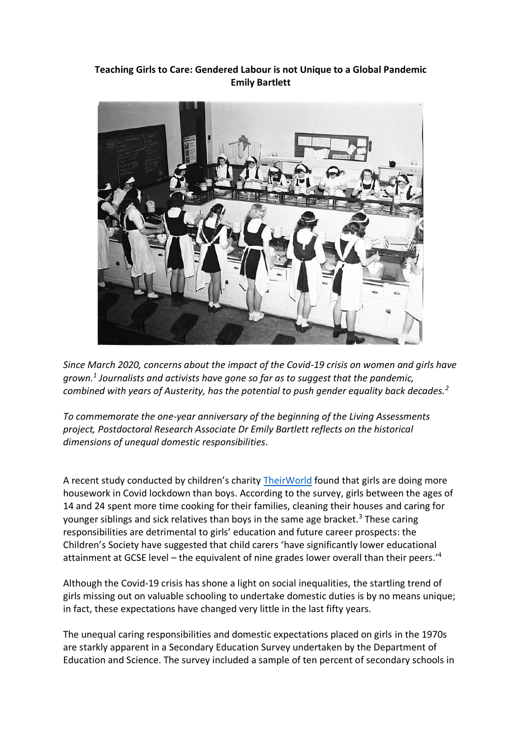**Teaching Girls to Care: Gendered Labour is not Unique to a Global Pandemic**
**Emily Bartlett**

*Since March 2020, concerns about the impact of the Covid-19 crisis on women and girls have grown.[1] Journalists and activists have gone so far as to suggest that the pandemic, combined with years of Austerity, has the potential to push gender equality back decades.[2]*

*To commemorate the one-year anniversary of the beginning of the Living Assessments project, Postdoctoral Research Associate Dr Emily Bartlett reflects on the historical dimensions of unequal domestic responsibilities.*

A recent study conducted by children's charity TheirWorld found that girls are doing more housework in Covid lockdown than boys. According to the survey, girls between the ages of 14 and 24 spent more time cooking for their families, cleaning their houses and caring for younger siblings and sick relatives than boys in the same age bracket.[3] These caring responsibilities are detrimental to girls' education and future career prospects: the Children's Society have suggested that child carers 'have significantly lower educational attainment at GCSE level – the equivalent of nine grades lower overall than their peers.'[4]

Although the Covid-19 crisis has shone a light on social inequalities, the startling trend of girls missing out on valuable schooling to undertake domestic duties is by no means unique; in fact, these expectations have changed very little in the last fifty years.

The unequal caring responsibilities and domestic expectations placed on girls in the 1970s are starkly apparent in a Secondary Education Survey undertaken by the Department of Education and Science. The survey included a sample of ten percent of secondary schools in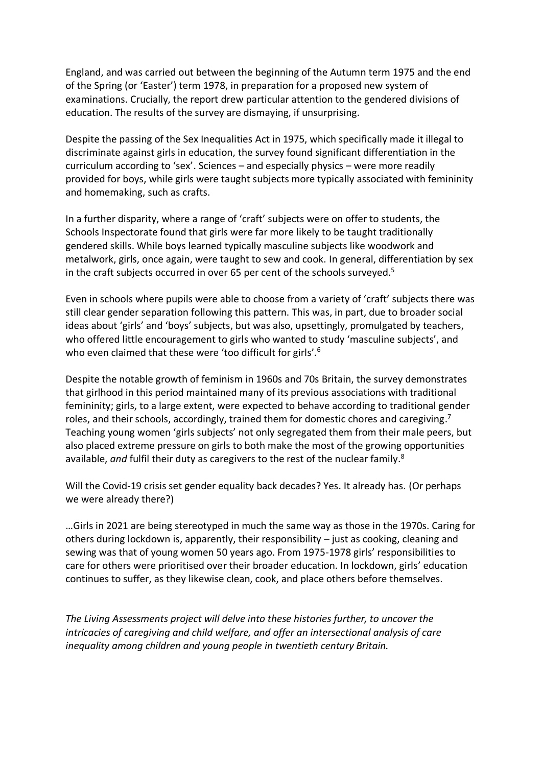England, and was carried out between the beginning of the Autumn term 1975 and the end of the Spring (or 'Easter') term 1978, in preparation for a proposed new system of examinations. Crucially, the report drew particular attention to the gendered divisions of education. The results of the survey are dismaying, if unsurprising.

Despite the passing of the Sex Inequalities Act in 1975, which specifically made it illegal to discriminate against girls in education, the survey found significant differentiation in the curriculum according to 'sex'. Sciences – and especially physics – were more readily provided for boys, while girls were taught subjects more typically associated with femininity and homemaking, such as crafts.

In a further disparity, where a range of 'craft' subjects were on offer to students, the Schools Inspectorate found that girls were far more likely to be taught traditionally gendered skills. While boys learned typically masculine subjects like woodwork and metalwork, girls, once again, were taught to sew and cook. In general, differentiation by sex in the craft subjects occurred in over 65 per cent of the schools surveyed.[5]

Even in schools where pupils were able to choose from a variety of 'craft' subjects there was still clear gender separation following this pattern. This was, in part, due to broader social ideas about 'girls' and 'boys' subjects, but was also, upsettingly, promulgated by teachers, who offered little encouragement to girls who wanted to study 'masculine subjects', and who even claimed that these were 'too difficult for girls'.[6]

Despite the notable growth of feminism in 1960s and 70s Britain, the survey demonstrates that girlhood in this period maintained many of its previous associations with traditional femininity; girls, to a large extent, were expected to behave according to traditional gender roles, and their schools, accordingly, trained them for domestic chores and caregiving.[7] Teaching young women 'girls subjects' not only segregated them from their male peers, but also placed extreme pressure on girls to both make the most of the growing opportunities available, *and* fulfil their duty as caregivers to the rest of the nuclear family.[8]

Will the Covid-19 crisis set gender equality back decades? Yes. It already has. (Or perhaps we were already there?)

…Girls in 2021 are being stereotyped in much the same way as those in the 1970s. Caring for others during lockdown is, apparently, their responsibility – just as cooking, cleaning and sewing was that of young women 50 years ago. From 1975-1978 girls' responsibilities to care for others were prioritised over their broader education. In lockdown, girls' education continues to suffer, as they likewise clean, cook, and place others before themselves.

*The Living Assessments project will delve into these histories further, to uncover the intricacies of caregiving and child welfare, and offer an intersectional analysis of care inequality among children and young people in twentieth century Britain.*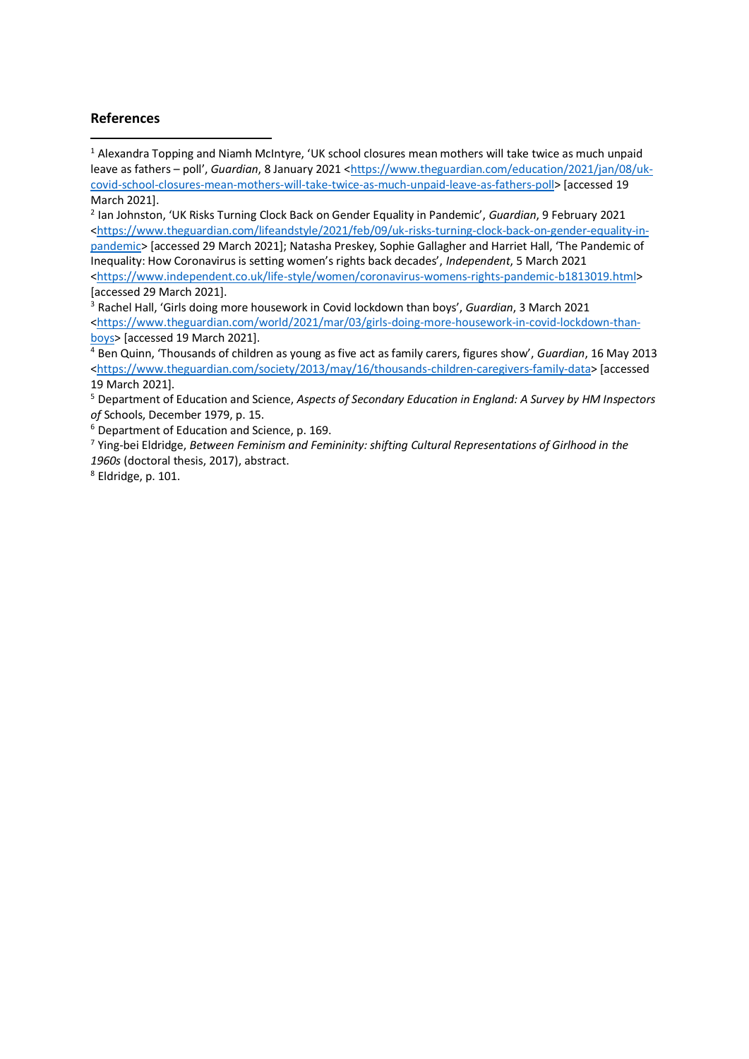**References**

[1] Alexandra Topping and Niamh McIntyre, 'UK school closures mean mothers will take twice as much unpaid leave as fathers – poll', *Guardian*, 8 January 2021 <https://www.theguardian.com/education/2021/jan/08/uk-covid-school-closures-mean-mothers-will-take-twice-as-much-unpaid-leave-as-fathers-poll> [accessed 19 March 2021].

[2] Ian Johnston, 'UK Risks Turning Clock Back on Gender Equality in Pandemic', *Guardian*, 9 February 2021 <https://www.theguardian.com/lifeandstyle/2021/feb/09/uk-risks-turning-clock-back-on-gender-equality-in-pandemic> [accessed 29 March 2021]; Natasha Preskey, Sophie Gallagher and Harriet Hall, 'The Pandemic of Inequality: How Coronavirus is setting women's rights back decades', *Independent*, 5 March 2021 <https://www.independent.co.uk/life-style/women/coronavirus-womens-rights-pandemic-b1813019.html> [accessed 29 March 2021].

[3] Rachel Hall, 'Girls doing more housework in Covid lockdown than boys', *Guardian*, 3 March 2021 <https://www.theguardian.com/world/2021/mar/03/girls-doing-more-housework-in-covid-lockdown-than-boys> [accessed 19 March 2021].

[4] Ben Quinn, 'Thousands of children as young as five act as family carers, figures show', *Guardian*, 16 May 2013 <https://www.theguardian.com/society/2013/may/16/thousands-children-caregivers-family-data> [accessed 19 March 2021].

[5] Department of Education and Science, *Aspects of Secondary Education in England: A Survey by HM Inspectors of* Schools, December 1979, p. 15.

[6] Department of Education and Science, p. 169.

[7] Ying-bei Eldridge, *Between Feminism and Femininity: shifting Cultural Representations of Girlhood in the 1960s* (doctoral thesis, 2017), abstract.

[8] Eldridge, p. 101.